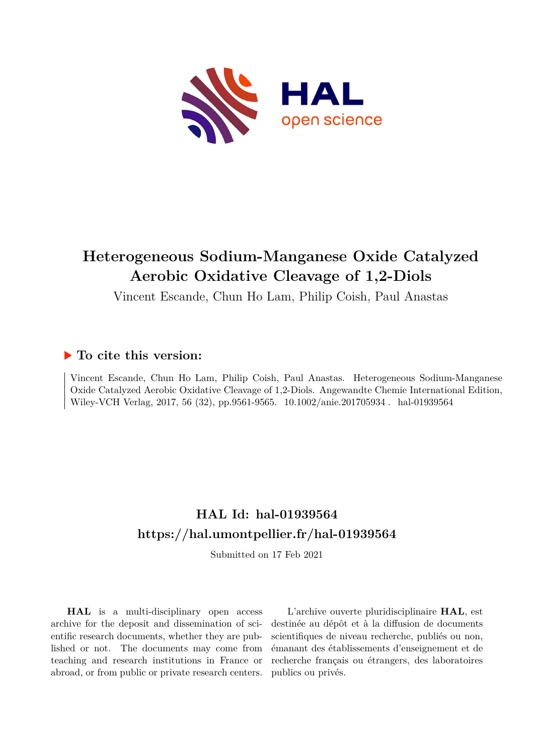# Heterogeneous Sodium-Manganese Oxide Catalyzed Aerobic Oxidative Cleavage of 1,2-Diols

Vincent Escande, Chun Ho Lam, Philip Coish, Paul Anastas

## ▶ To cite this version:

Vincent Escande, Chun Ho Lam, Philip Coish, Paul Anastas. Heterogeneous Sodium-Manganese Oxide Catalyzed Aerobic Oxidative Cleavage of 1,2-Diols. Angewandte Chemie International Edition, Wiley-VCH Verlag, 2017, 56 (32), pp.9561-9565. 10.1002/anie.201705934 . hal-01939564

## HAL Id: hal-01939564

## https://hal.umontpellier.fr/hal-01939564

Submitted on 17 Feb 2021

**HAL** is a multi-disciplinary open access archive for the deposit and dissemination of scientific research documents, whether they are published or not. The documents may come from teaching and research institutions in France or abroad, or from public or private research centers.

L'archive ouverte pluridisciplinaire **HAL**, est destinée au dépôt et à la diffusion de documents scientifiques de niveau recherche, publiés ou non, émanant des établissements d'enseignement et de recherche français ou étrangers, des laboratoires publics ou privés.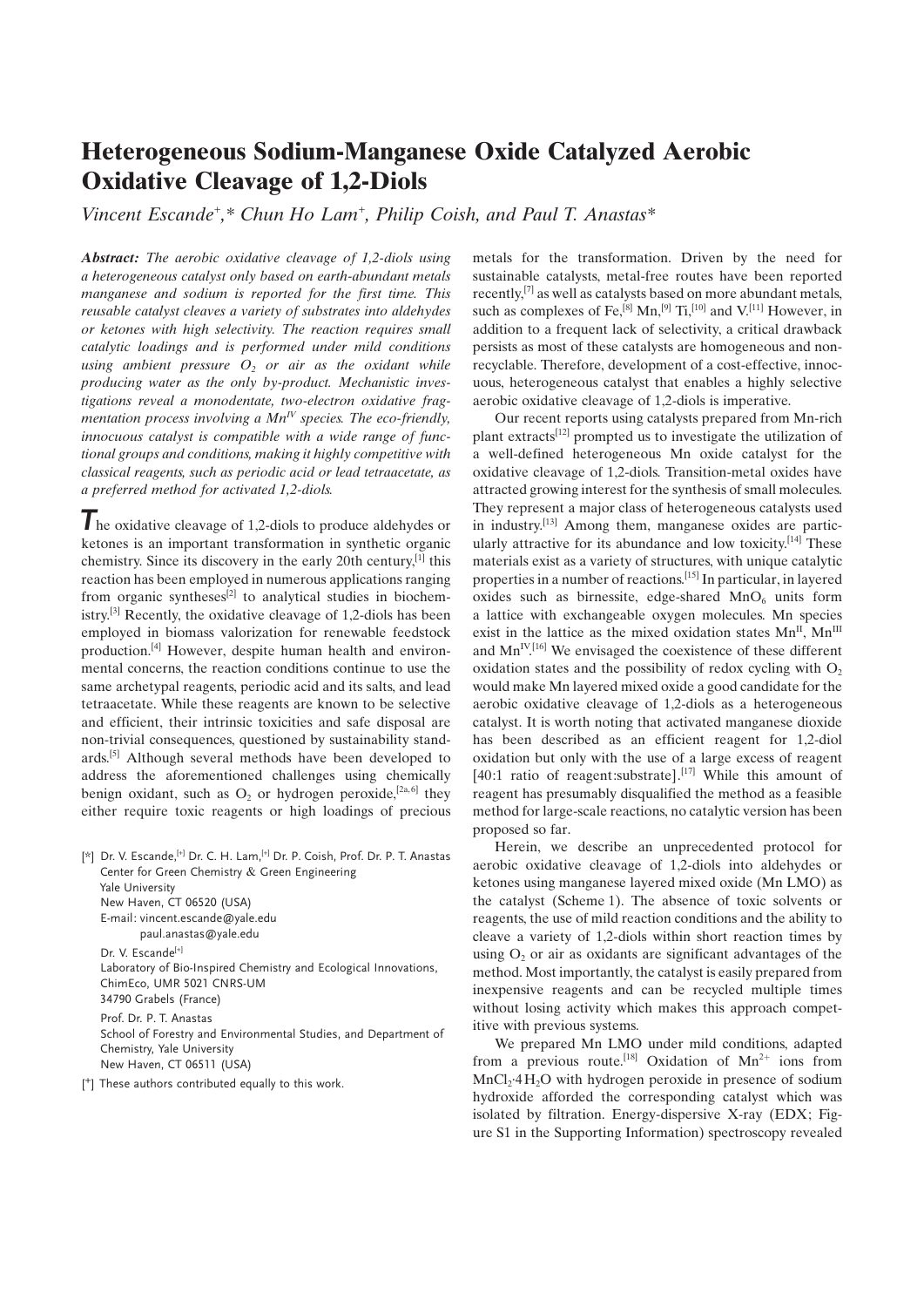# Heterogeneous Sodium-Manganese Oxide Catalyzed Aerobic Oxidative Cleavage of 1,2-Diols

*Vincent Escande[+],\* Chun Ho Lam[+], Philip Coish, and Paul T. Anastas\**

***Abstract:*** *The aerobic oxidative cleavage of 1,2-diols using a heterogeneous catalyst only based on earth-abundant metals manganese and sodium is reported for the first time. This reusable catalyst cleaves a variety of substrates into aldehydes or ketones with high selectivity. The reaction requires small catalytic loadings and is performed under mild conditions using ambient pressure $O_2$ or air as the oxidant while producing water as the only by-product. Mechanistic investigations reveal a monodentate, two-electron oxidative fragmentation process involving a $Mn^{IV}$ species. The eco-friendly, innocuous catalyst is compatible with a wide range of functional groups and conditions, making it highly competitive with classical reagents, such as periodic acid or lead tetraacetate, as a preferred method for activated 1,2-diols.*

The oxidative cleavage of 1,2-diols to produce aldehydes or ketones is an important transformation in synthetic organic chemistry. Since its discovery in the early 20th century,[1] this reaction has been employed in numerous applications ranging from organic syntheses[2] to analytical studies in biochemistry.[3] Recently, the oxidative cleavage of 1,2-diols has been employed in biomass valorization for renewable feedstock production.[4] However, despite human health and environmental concerns, the reaction conditions continue to use the same archetypal reagents, periodic acid and its salts, and lead tetraacetate. While these reagents are known to be selective and efficient, their intrinsic toxicities and safe disposal are non-trivial consequences, questioned by sustainability standards.[5] Although several methods have been developed to address the aforementioned challenges using chemically benign oxidant, such as $O_2$ or hydrogen peroxide,[2a,6] they either require toxic reagents or high loadings of precious metals for the transformation. Driven by the need for sustainable catalysts, metal-free routes have been reported recently,[7] as well as catalysts based on more abundant metals, such as complexes of Fe,[8] Mn,[9] Ti,[10] and V.[11] However, in addition to a frequent lack of selectivity, a critical drawback persists as most of these catalysts are homogeneous and non-recyclable. Therefore, development of a cost-effective, innocuous, heterogeneous catalyst that enables a highly selective aerobic oxidative cleavage of 1,2-diols is imperative.

Our recent reports using catalysts prepared from Mn-rich plant extracts[12] prompted us to investigate the utilization of a well-defined heterogeneous Mn oxide catalyst for the oxidative cleavage of 1,2-diols. Transition-metal oxides have attracted growing interest for the synthesis of small molecules. They represent a major class of heterogeneous catalysts used in industry.[13] Among them, manganese oxides are particularly attractive for its abundance and low toxicity.[14] These materials exist as a variety of structures, with unique catalytic properties in a number of reactions.[15] In particular, in layered oxides such as birnessite, edge-shared $MnO_6$ units form a lattice with exchangeable oxygen molecules. Mn species exist in the lattice as the mixed oxidation states $Mn^{II}$, $Mn^{III}$ and $Mn^{IV}$.[16] We envisaged the coexistence of these different oxidation states and the possibility of redox cycling with $O_2$ would make Mn layered mixed oxide a good candidate for the aerobic oxidative cleavage of 1,2-diols as a heterogeneous catalyst. It is worth noting that activated manganese dioxide has been described as an efficient reagent for 1,2-diol oxidation but only with the use of a large excess of reagent [40:1 ratio of reagent:substrate].[17] While this amount of reagent has presumably disqualified the method as a feasible method for large-scale reactions, no catalytic version has been proposed so far.

Herein, we describe an unprecedented protocol for aerobic oxidative cleavage of 1,2-diols into aldehydes or ketones using manganese layered mixed oxide (Mn LMO) as the catalyst (Scheme 1). The absence of toxic solvents or reagents, the use of mild reaction conditions and the ability to cleave a variety of 1,2-diols within short reaction times by using $O_2$ or air as oxidants are significant advantages of the method. Most importantly, the catalyst is easily prepared from inexpensive reagents and can be recycled multiple times without losing activity which makes this approach competitive with previous systems.

We prepared Mn LMO under mild conditions, adapted from a previous route.[18] Oxidation of $Mn^{2+}$ ions from $MnCl_2 \cdot 4H_2O$ with hydrogen peroxide in presence of sodium hydroxide afforded the corresponding catalyst which was isolated by filtration. Energy-dispersive X-ray (EDX; Figure S1 in the Supporting Information) spectroscopy revealed

[\*] Dr. V. Escande,[+] Dr. C. H. Lam,[+] Dr. P. Coish, Prof. Dr. P. T. Anastas
Center for Green Chemistry & Green Engineering
Yale University
New Haven, CT 06520 (USA)
E-mail: vincent.escande@yale.edu
paul.anastas@yale.edu

Dr. V. Escande[+]
Laboratory of Bio-Inspired Chemistry and Ecological Innovations, ChimEco, UMR 5021 CNRS-UM
34790 Grabels (France)

Prof. Dr. P. T. Anastas
School of Forestry and Environmental Studies, and Department of Chemistry, Yale University
New Haven, CT 06511 (USA)

[+] These authors contributed equally to this work.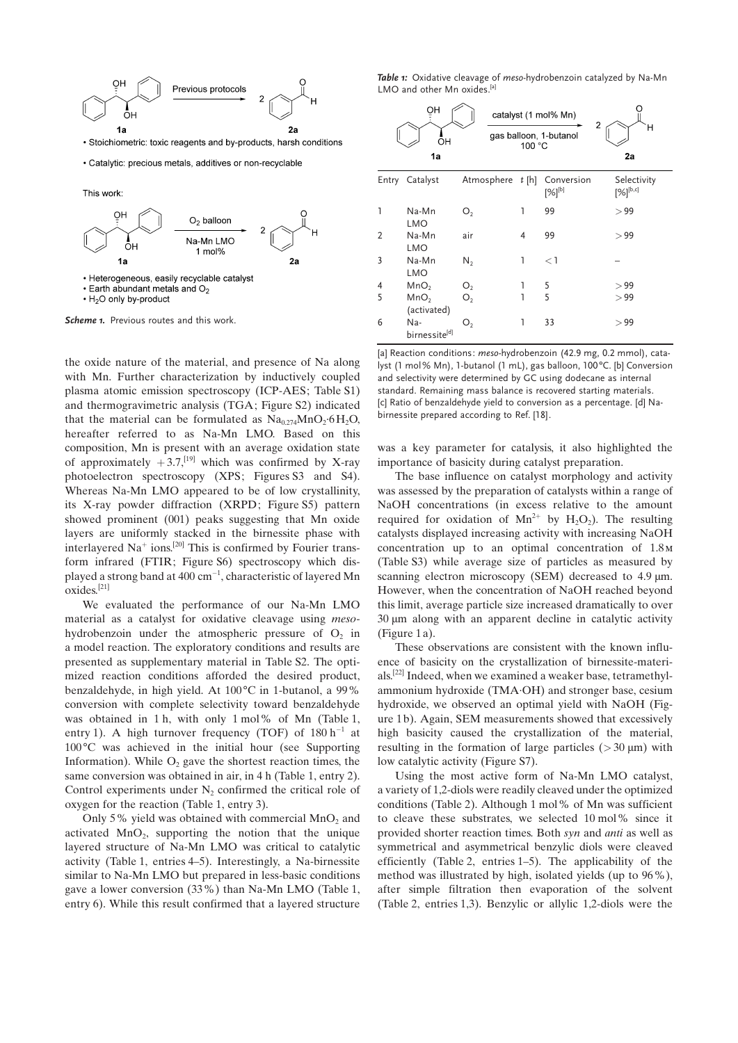This work:

- Stoichiometric: toxic reagents and by-products, harsh conditions
- Catalytic: precious metals, additives or non-recyclable

- Heterogeneous, easily recyclable catalyst
- Earth abundant metals and $O_2$
- $H_2O$ only by-product

*Scheme 1.* Previous routes and this work.

the oxide nature of the material, and presence of Na along with Mn. Further characterization by inductively coupled plasma atomic emission spectroscopy (ICP-AES; Table S1) and thermogravimetric analysis (TGA; Figure S2) indicated that the material can be formulated as $Na_{0.274}MnO_2{\cdot}6H_2O$, hereafter referred to as Na-Mn LMO. Based on this composition, Mn is present with an average oxidation state of approximately $+3.7$,[19] which was confirmed by X-ray photoelectron spectroscopy (XPS; Figures S3 and S4). Whereas Na-Mn LMO appeared to be of low crystallinity, its X-ray powder diffraction (XRPD; Figure S5) pattern showed prominent (001) peaks suggesting that Mn oxide layers are uniformly stacked in the birnessite phase with interlayered $Na^+$ ions.[20] This is confirmed by Fourier transform infrared (FTIR; Figure S6) spectroscopy which displayed a strong band at 400 $cm^{-1}$, characteristic of layered Mn oxides.[21]

We evaluated the performance of our Na-Mn LMO material as a catalyst for oxidative cleavage using *meso*-hydrobenzoin under the atmospheric pressure of $O_2$ in a model reaction. The exploratory conditions and results are presented as supplementary material in Table S2. The optimized reaction conditions afforded the desired product, benzaldehyde, in high yield. At 100 °C in 1-butanol, a 99 % conversion with complete selectivity toward benzaldehyde was obtained in 1 h, with only 1 mol % of Mn (Table 1, entry 1). A high turnover frequency (TOF) of 180 $h^{-1}$ at 100 °C was achieved in the initial hour (see Supporting Information). While $O_2$ gave the shortest reaction times, the same conversion was obtained in air, in 4 h (Table 1, entry 2). Control experiments under $N_2$ confirmed the critical role of oxygen for the reaction (Table 1, entry 3).

Only 5 % yield was obtained with commercial $MnO_2$ and activated $MnO_2$, supporting the notion that the unique layered structure of Na-Mn LMO was critical to catalytic activity (Table 1, entries 4–5). Interestingly, a Na-birnessite similar to Na-Mn LMO but prepared in less-basic conditions gave a lower conversion (33 %) than Na-Mn LMO (Table 1, entry 6). While this result confirmed that a layered structure was a key parameter for catalysis, it also highlighted the importance of basicity during catalyst preparation.

*Table 1:* Oxidative cleavage of *meso*-hydrobenzoin catalyzed by Na-Mn LMO and other Mn oxides.[a]

| Entry | Catalyst | Atmosphere | *t* [h] | Conversion [%][b] | Selectivity [%][b,c] |
|---|---|---|---|---|---|
| 1 | Na-Mn LMO | $O_2$ | 1 | 99 | > 99 |
| 2 | Na-Mn LMO | air | 4 | 99 | > 99 |
| 3 | Na-Mn LMO | $N_2$ | 1 | < 1 | – |
| 4 | $MnO_2$ | $O_2$ | 1 | 5 | > 99 |
| 5 | $MnO_2$ (activated) | $O_2$ | 1 | 5 | > 99 |
| 6 | Na-birnessite[d] | $O_2$ | 1 | 33 | > 99 |

[a] Reaction conditions: *meso*-hydrobenzoin (42.9 mg, 0.2 mmol), catalyst (1 mol % Mn), 1-butanol (1 mL), gas balloon, 100 °C. [b] Conversion and selectivity were determined by GC using dodecane as internal standard. Remaining mass balance is recovered starting materials. [c] Ratio of benzaldehyde yield to conversion as a percentage. [d] Na-birnessite prepared according to Ref. [18].

The base influence on catalyst morphology and activity was assessed by the preparation of catalysts within a range of NaOH concentrations (in excess relative to the amount required for oxidation of $Mn^{2+}$ by $H_2O_2$). The resulting catalysts displayed increasing activity with increasing NaOH concentration up to an optimal concentration of 1.8 M (Table S3) while average size of particles as measured by scanning electron microscopy (SEM) decreased to 4.9 μm. However, when the concentration of NaOH reached beyond this limit, average particle size increased dramatically to over 30 μm along with an apparent decline in catalytic activity (Figure 1 a).

These observations are consistent with the known influence of basicity on the crystallization of birnessite-materials.[22] Indeed, when we examined a weaker base, tetramethylammonium hydroxide (TMA·OH) and stronger base, cesium hydroxide, we observed an optimal yield with NaOH (Figure 1 b). Again, SEM measurements showed that excessively high basicity caused the crystallization of the material, resulting in the formation of large particles (> 30 μm) with low catalytic activity (Figure S7).

Using the most active form of Na-Mn LMO catalyst, a variety of 1,2-diols were readily cleaved under the optimized conditions (Table 2). Although 1 mol % of Mn was sufficient to cleave these substrates, we selected 10 mol % since it provided shorter reaction times. Both *syn* and *anti* as well as symmetrical and asymmetrical benzylic diols were cleaved efficiently (Table 2, entries 1–5). The applicability of the method was illustrated by high, isolated yields (up to 96 %), after simple filtration then evaporation of the solvent (Table 2, entries 1,3). Benzylic or allylic 1,2-diols were the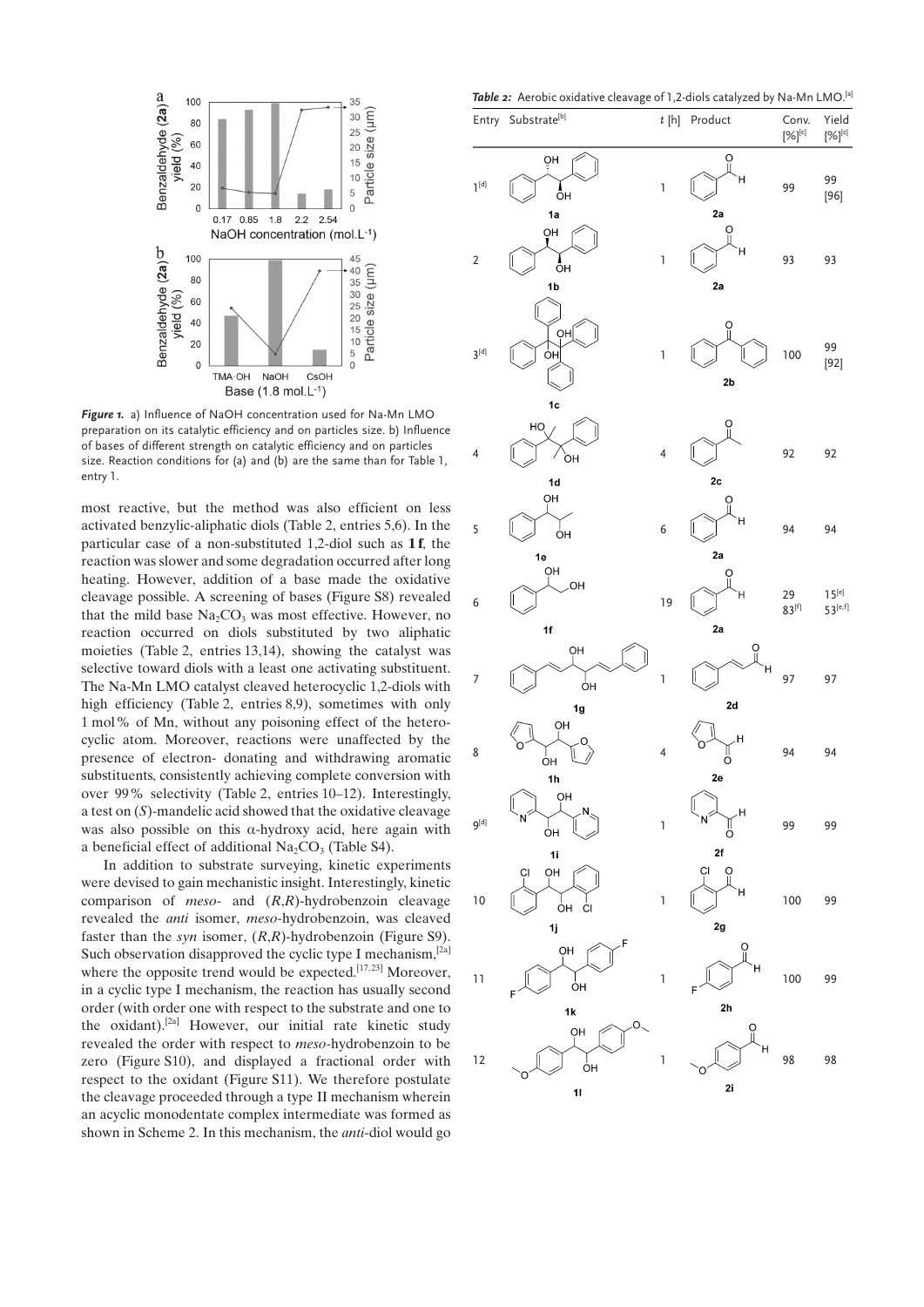*Figure 1.* a) Influence of NaOH concentration used for Na-Mn LMO preparation on its catalytic efficiency and on particles size. b) Influence of bases of different strength on catalytic efficiency and on particles size. Reaction conditions for (a) and (b) are the same than for Table 1, entry 1.

most reactive, but the method was also efficient on less activated benzylic-aliphatic diols (Table 2, entries 5,6). In the particular case of a non-substituted 1,2-diol such as **1f**, the reaction was slower and some degradation occurred after long heating. However, addition of a base made the oxidative cleavage possible. A screening of bases (Figure S8) revealed that the mild base $Na_2CO_3$ was most effective. However, no reaction occurred on diols substituted by two aliphatic moieties (Table 2, entries 13,14), showing the catalyst was selective toward diols with a least one activating substituent. The Na-Mn LMO catalyst cleaved heterocyclic 1,2-diols with high efficiency (Table 2, entries 8,9), sometimes with only 1 mol% of Mn, without any poisoning effect of the heterocyclic atom. Moreover, reactions were unaffected by the presence of electron- donating and withdrawing aromatic substituents, consistently achieving complete conversion with over 99% selectivity (Table 2, entries 10–12). Interestingly, a test on (*S*)-mandelic acid showed that the oxidative cleavage was also possible on this α-hydroxy acid, here again with a beneficial effect of additional $Na_2CO_3$ (Table S4).

In addition to substrate surveying, kinetic experiments were devised to gain mechanistic insight. Interestingly, kinetic comparison of *meso*- and (*R*,*R*)-hydrobenzoin cleavage revealed the *anti* isomer, *meso*-hydrobenzoin, was cleaved faster than the *syn* isomer, (*R*,*R*)-hydrobenzoin (Figure S9). Such observation disapproved the cyclic type I mechanism,[2a] where the opposite trend would be expected.[17,23] Moreover, in a cyclic type I mechanism, the reaction has usually second order (with order one with respect to the substrate and one to the oxidant).[2a] However, our initial rate kinetic study revealed the order with respect to *meso*-hydrobenzoin to be zero (Figure S10), and displayed a fractional order with respect to the oxidant (Figure S11). We therefore postulate the cleavage proceeded through a type II mechanism wherein an acyclic monodentate complex intermediate was formed as shown in Scheme 2. In this mechanism, the *anti*-diol would go

*Table 2:* Aerobic oxidative cleavage of 1,2-diols catalyzed by Na-Mn LMO.[a]

| Entry | Substrate[b] | *t* [h] | Product | Conv. [%][c] | Yield [%][c] |
|---|---|---|---|---|---|
| 1[d] | 1a | 1 | 2a | 99 | 99 [96] |
| 2 | 1b | 1 | 2a | 93 | 93 |
| 3[d] | 1c | 1 | 2b | 100 | 99 [92] |
| 4 | 1d | 4 | 2c | 92 | 92 |
| 5 | 1e | 6 | 2a | 94 | 94 |
| 6 | 1f | 19 | 2a | 29<br>83[f] | 15[e]<br>53[e,f] |
| 7 | 1g | 1 | 2d | 97 | 97 |
| 8 | 1h | 4 | 2e | 94 | 94 |
| 9[d] | 1i | 1 | 2f | 99 | 99 |
| 10 | 1j | 1 | 2g | 100 | 99 |
| 11 | 1k | 1 | 2h | 100 | 99 |
| 12 | 1l | 1 | 2i | 98 | 98 |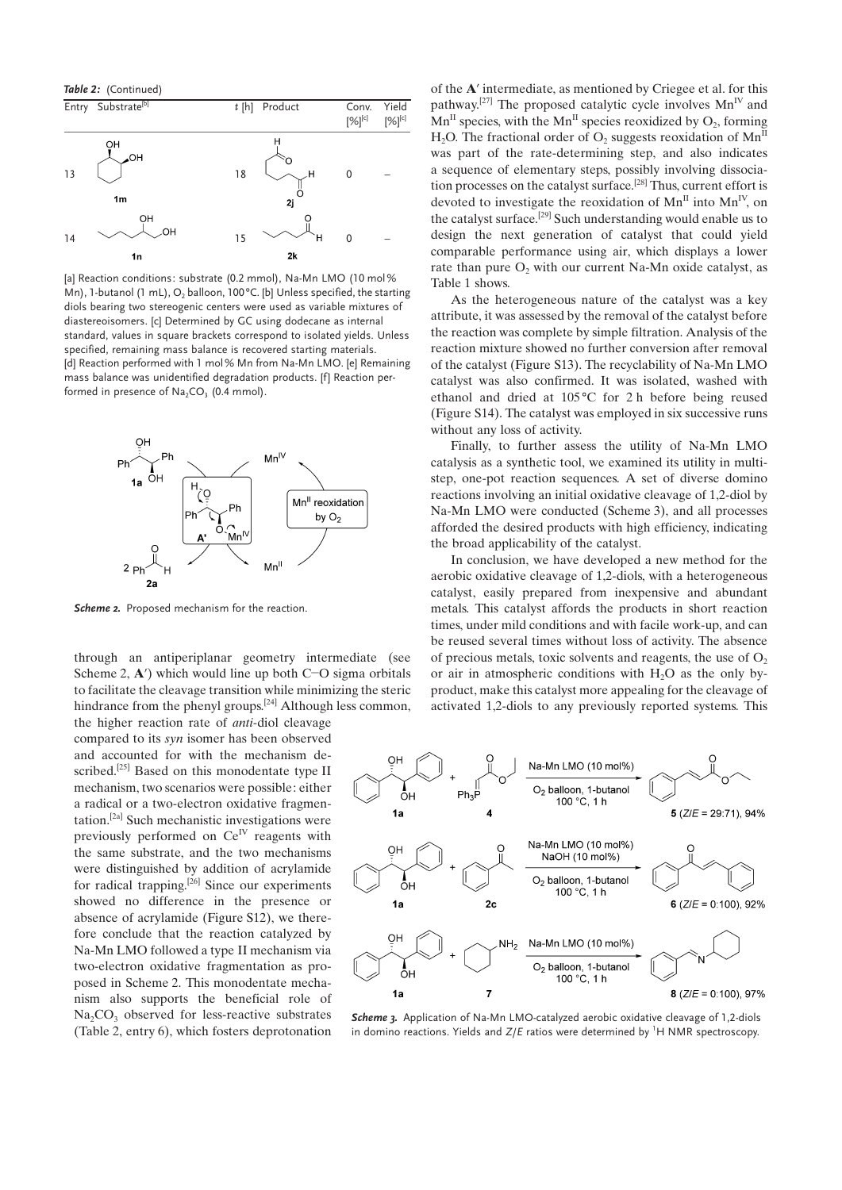*Table 2:* (Continued)

| Entry | Substrate[b] | t [h] | Product | Conv. [%][c] | Yield [%][c] |
|---|---|---|---|---|---|
| 13 | **1m** | 18 | **2j** | 0 | – |
| 14 | **1n** | 15 | **2k** | 0 | – |

[a] Reaction conditions: substrate (0.2 mmol), Na-Mn LMO (10 mol% Mn), 1-butanol (1 mL), $O_2$ balloon, 100 °C. [b] Unless specified, the starting diols bearing two stereogenic centers were used as variable mixtures of diastereoisomers. [c] Determined by GC using dodecane as internal standard, values in square brackets correspond to isolated yields. Unless specified, remaining mass balance is recovered starting materials. [d] Reaction performed with 1 mol% Mn from Na-Mn LMO. [e] Remaining mass balance was unidentified degradation products. [f] Reaction performed in presence of $Na_2CO_3$ (0.4 mmol).

*Scheme 2.* Proposed mechanism for the reaction.

through an antiperiplanar geometry intermediate (see Scheme 2, **A′**) which would line up both C−O sigma orbitals to facilitate the cleavage transition while minimizing the steric hindrance from the phenyl groups.[24] Although less common, the higher reaction rate of *anti*-diol cleavage compared to its *syn* isomer has been observed and accounted for with the mechanism described.[25] Based on this monodentate type II mechanism, two scenarios were possible: either a radical or a two-electron oxidative fragmentation.[2a] Such mechanistic investigations were previously performed on $Ce^{IV}$ reagents with the same substrate, and the two mechanisms were distinguished by addition of acrylamide for radical trapping.[26] Since our experiments showed no difference in the presence or absence of acrylamide (Figure S12), we therefore conclude that the reaction catalyzed by Na-Mn LMO followed a type II mechanism via two-electron oxidative fragmentation as proposed in Scheme 2. This monodentate mechanism also supports the beneficial role of $Na_2CO_3$ observed for less-reactive substrates (Table 2, entry 6), which fosters deprotonation of the **A′** intermediate, as mentioned by Criegee et al. for this pathway.[27] The proposed catalytic cycle involves $Mn^{IV}$ and $Mn^{II}$ species, with the $Mn^{II}$ species reoxidized by $O_2$, forming $H_2O$. The fractional order of $O_2$ suggests reoxidation of $Mn^{II}$ was part of the rate-determining step, and also indicates a sequence of elementary steps, possibly involving dissociation processes on the catalyst surface.[28] Thus, current effort is devoted to investigate the reoxidation of $Mn^{II}$ into $Mn^{IV}$, on the catalyst surface.[29] Such understanding would enable us to design the next generation of catalyst that could yield comparable performance using air, which displays a lower rate than pure $O_2$ with our current Na-Mn oxide catalyst, as Table 1 shows.

As the heterogeneous nature of the catalyst was a key attribute, it was assessed by the removal of the catalyst before the reaction was complete by simple filtration. Analysis of the reaction mixture showed no further conversion after removal of the catalyst (Figure S13). The recyclability of Na-Mn LMO catalyst was also confirmed. It was isolated, washed with ethanol and dried at 105 °C for 2 h before being reused (Figure S14). The catalyst was employed in six successive runs without any loss of activity.

Finally, to further assess the utility of Na-Mn LMO catalysis as a synthetic tool, we examined its utility in multistep, one-pot reaction sequences. A set of diverse domino reactions involving an initial oxidative cleavage of 1,2-diol by Na-Mn LMO were conducted (Scheme 3), and all processes afforded the desired products with high efficiency, indicating the broad applicability of the catalyst.

In conclusion, we have developed a new method for the aerobic oxidative cleavage of 1,2-diols, with a heterogeneous catalyst, easily prepared from inexpensive and abundant metals. This catalyst affords the products in short reaction times, under mild conditions and with facile work-up, and can be reused several times without loss of activity. The absence of precious metals, toxic solvents and reagents, the use of $O_2$ or air in atmospheric conditions with $H_2O$ as the only byproduct, make this catalyst more appealing for the cleavage of activated 1,2-diols to any previously reported systems. This

**1a** + **4** → Na-Mn LMO (10 mol%), $O_2$ balloon, 1-butanol, 100 °C, 1 h → **5** (Z/E = 29:71), 94%

**1a** + **2c** → Na-Mn LMO (10 mol%), NaOH (10 mol%), $O_2$ balloon, 1-butanol, 100 °C, 1 h → **6** (Z/E = 0:100), 92%

**1a** + **7** → Na-Mn LMO (10 mol%), $O_2$ balloon, 1-butanol, 100 °C, 1 h → **8** (Z/E = 0:100), 97%

*Scheme 3.* Application of Na-Mn LMO-catalyzed aerobic oxidative cleavage of 1,2-diols in domino reactions. Yields and Z/E ratios were determined by $^1H$ NMR spectroscopy.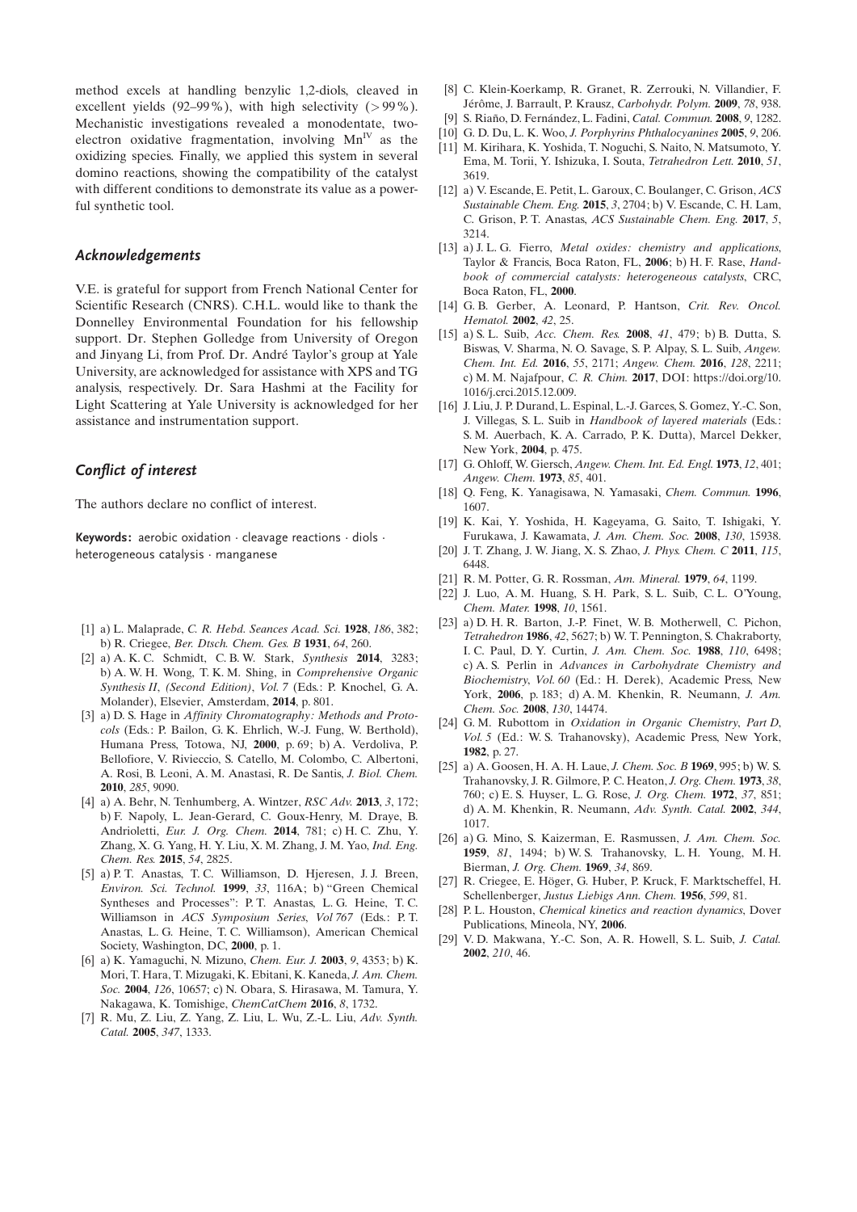method excels at handling benzylic 1,2-diols, cleaved in excellent yields (92–99%), with high selectivity (>99%). Mechanistic investigations revealed a monodentate, two-electron oxidative fragmentation, involving $Mn^{IV}$ as the oxidizing species. Finally, we applied this system in several domino reactions, showing the compatibility of the catalyst with different conditions to demonstrate its value as a powerful synthetic tool.

## Acknowledgements

V.E. is grateful for support from French National Center for Scientific Research (CNRS). C.H.L. would like to thank the Donnelley Environmental Foundation for his fellowship support. Dr. Stephen Golledge from University of Oregon and Jinyang Li, from Prof. Dr. André Taylor's group at Yale University, are acknowledged for assistance with XPS and TG analysis, respectively. Dr. Sara Hashmi at the Facility for Light Scattering at Yale University is acknowledged for her assistance and instrumentation support.

## Conflict of interest

The authors declare no conflict of interest.

**Keywords:** aerobic oxidation · cleavage reactions · diols · heterogeneous catalysis · manganese

[1] a) L. Malaprade, *C. R. Hebd. Seances Acad. Sci.* **1928**, *186*, 382; b) R. Criegee, *Ber. Dtsch. Chem. Ges. B* **1931**, *64*, 260.

[2] a) A. K. C. Schmidt, C. B. W. Stark, *Synthesis* **2014**, 3283; b) A. W. H. Wong, T. K. M. Shing, in *Comprehensive Organic Synthesis II*, *(Second Edition)*, *Vol. 7* (Eds.: P. Knochel, G. A. Molander), Elsevier, Amsterdam, **2014**, p. 801.

[3] a) D. S. Hage in *Affinity Chromatography: Methods and Protocols* (Eds.: P. Bailon, G. K. Ehrlich, W.-J. Fung, W. Berthold), Humana Press, Totowa, NJ, **2000**, p. 69; b) A. Verdoliva, P. Bellofiore, V. Rivieccio, S. Catello, M. Colombo, C. Albertoni, A. Rosi, B. Leoni, A. M. Anastasi, R. De Santis, *J. Biol. Chem.* **2010**, *285*, 9090.

[4] a) A. Behr, N. Tenhumberg, A. Wintzer, *RSC Adv.* **2013**, *3*, 172; b) F. Napoly, L. Jean-Gerard, C. Goux-Henry, M. Draye, B. Andrioletti, *Eur. J. Org. Chem.* **2014**, 781; c) H. C. Zhu, Y. Zhang, X. G. Yang, H. Y. Liu, X. M. Zhang, J. M. Yao, *Ind. Eng. Chem. Res.* **2015**, *54*, 2825.

[5] a) P. T. Anastas, T. C. Williamson, D. Hjeresen, J. J. Breen, *Environ. Sci. Technol.* **1999**, *33*, 116A; b) "Green Chemical Syntheses and Processes": P. T. Anastas, L. G. Heine, T. C. Williamson in *ACS Symposium Series*, *Vol 767* (Eds.: P. T. Anastas, L. G. Heine, T. C. Williamson), American Chemical Society, Washington, DC, **2000**, p. 1.

[6] a) K. Yamaguchi, N. Mizuno, *Chem. Eur. J.* **2003**, *9*, 4353; b) K. Mori, T. Hara, T. Mizugaki, K. Ebitani, K. Kaneda, *J. Am. Chem. Soc.* **2004**, *126*, 10657; c) N. Obara, S. Hirasawa, M. Tamura, Y. Nakagawa, K. Tomishige, *ChemCatChem* **2016**, *8*, 1732.

[7] R. Mu, Z. Liu, Z. Yang, Z. Liu, L. Wu, Z.-L. Liu, *Adv. Synth. Catal.* **2005**, *347*, 1333.

[8] C. Klein-Koerkamp, R. Granet, R. Zerrouki, N. Villandier, F. Jérôme, J. Barrault, P. Krausz, *Carbohydr. Polym.* **2009**, *78*, 938.

[9] S. Riaño, D. Fernández, L. Fadini, *Catal. Commun.* **2008**, *9*, 1282.

[10] G. D. Du, L. K. Woo, *J. Porphyrins Phthalocyanines* **2005**, *9*, 206.

[11] M. Kirihara, K. Yoshida, T. Noguchi, S. Naito, N. Matsumoto, Y. Ema, M. Torii, Y. Ishizuka, I. Souta, *Tetrahedron Lett.* **2010**, *51*, 3619.

[12] a) V. Escande, E. Petit, L. Garoux, C. Boulanger, C. Grison, *ACS Sustainable Chem. Eng.* **2015**, *3*, 2704; b) V. Escande, C. H. Lam, C. Grison, P. T. Anastas, *ACS Sustainable Chem. Eng.* **2017**, *5*, 3214.

[13] a) J. L. G. Fierro, *Metal oxides: chemistry and applications*, Taylor & Francis, Boca Raton, FL, **2006**; b) H. F. Rase, *Handbook of commercial catalysts: heterogeneous catalysts*, CRC, Boca Raton, FL, **2000**.

[14] G. B. Gerber, A. Leonard, P. Hantson, *Crit. Rev. Oncol. Hematol.* **2002**, *42*, 25.

[15] a) S. L. Suib, *Acc. Chem. Res.* **2008**, *41*, 479; b) B. Dutta, S. Biswas, V. Sharma, N. O. Savage, S. P. Alpay, S. L. Suib, *Angew. Chem. Int. Ed.* **2016**, *55*, 2171; *Angew. Chem.* **2016**, *128*, 2211; c) M. M. Najafpour, *C. R. Chim.* **2017**, DOI: https://doi.org/10.1016/j.crci.2015.12.009.

[16] J. Liu, J. P. Durand, L. Espinal, L.-J. Garces, S. Gomez, Y.-C. Son, J. Villegas, S. L. Suib in *Handbook of layered materials* (Eds.: S. M. Auerbach, K. A. Carrado, P. K. Dutta), Marcel Dekker, New York, **2004**, p. 475.

[17] G. Ohloff, W. Giersch, *Angew. Chem. Int. Ed. Engl.* **1973**, *12*, 401; *Angew. Chem.* **1973**, *85*, 401.

[18] Q. Feng, K. Yanagisawa, N. Yamasaki, *Chem. Commun.* **1996**, 1607.

[19] K. Kai, Y. Yoshida, H. Kageyama, G. Saito, T. Ishigaki, Y. Furukawa, J. Kawamata, *J. Am. Chem. Soc.* **2008**, *130*, 15938.

[20] J. T. Zhang, J. W. Jiang, X. S. Zhao, *J. Phys. Chem. C* **2011**, *115*, 6448.

[21] R. M. Potter, G. R. Rossman, *Am. Mineral.* **1979**, *64*, 1199.

[22] J. Luo, A. M. Huang, S. H. Park, S. L. Suib, C. L. O'Young, *Chem. Mater.* **1998**, *10*, 1561.

[23] a) D. H. R. Barton, J.-P. Finet, W. B. Motherwell, C. Pichon, *Tetrahedron* **1986**, *42*, 5627; b) W. T. Pennington, S. Chakraborty, I. C. Paul, D. Y. Curtin, *J. Am. Chem. Soc.* **1988**, *110*, 6498; c) A. S. Perlin in *Advances in Carbohydrate Chemistry and Biochemistry*, *Vol. 60* (Ed.: H. Derek), Academic Press, New York, **2006**, p. 183; d) A. M. Khenkin, R. Neumann, *J. Am. Chem. Soc.* **2008**, *130*, 14474.

[24] G. M. Rubottom in *Oxidation in Organic Chemistry*, *Part D*, *Vol. 5* (Ed.: W. S. Trahanovsky), Academic Press, New York, **1982**, p. 27.

[25] a) A. Goosen, H. A. H. Laue, *J. Chem. Soc. B* **1969**, 995; b) W. S. Trahanovsky, J. R. Gilmore, P. C. Heaton, *J. Org. Chem.* **1973**, *38*, 760; c) E. S. Huyser, L. G. Rose, *J. Org. Chem.* **1972**, *37*, 851; d) A. M. Khenkin, R. Neumann, *Adv. Synth. Catal.* **2002**, *344*, 1017.

[26] a) G. Mino, S. Kaizerman, E. Rasmussen, *J. Am. Chem. Soc.* **1959**, *81*, 1494; b) W. S. Trahanovsky, L. H. Young, M. H. Bierman, *J. Org. Chem.* **1969**, *34*, 869.

[27] R. Criegee, E. Höger, G. Huber, P. Kruck, F. Marktscheffel, H. Schellenberger, *Justus Liebigs Ann. Chem.* **1956**, *599*, 81.

[28] P. L. Houston, *Chemical kinetics and reaction dynamics*, Dover Publications, Mineola, NY, **2006**.

[29] V. D. Makwana, Y.-C. Son, A. R. Howell, S. L. Suib, *J. Catal.* **2002**, *210*, 46.